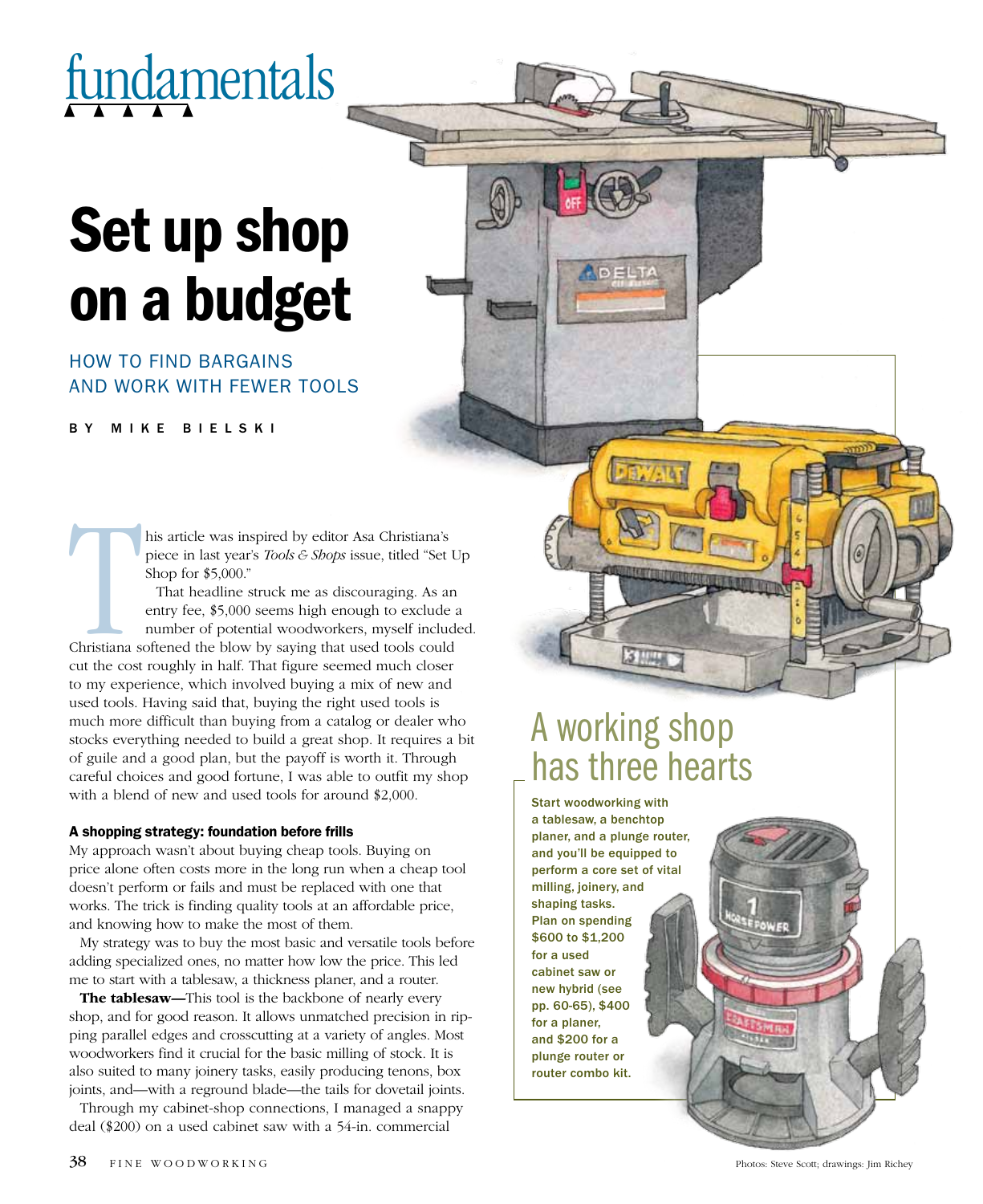fundamentals

# Set up shop on a budget

## HOW TO FIND BARGAINS AND WORK WITH FEWER TOOLS

BY MIKE BIELSKI

This article was inspired by editor Asa Christiana's piece in last year's *Tools & Shops* issue, titled "Set Up Shop for $5,000."

That headline struck me as discouraging. As an entry fee, $5,000 seems high enough to exclude a number of potential woodworkers, myself included. Christiana softened the blow by saying that used tools could cut the cost roughly in half. That figure seemed much closer to my experience, which involved buying a mix of new and used tools. Having said that, buying the right used tools is much more difficult than buying from a catalog or dealer who stocks everything needed to build a great shop. It requires a bit of guile and a good plan, but the payoff is worth it. Through careful choices and good fortune, I was able to outfit my shop with a blend of new and used tools for around $2,000.

### A shopping strategy: foundation before frills

My approach wasn't about buying cheap tools. Buying on price alone often costs more in the long run when a cheap tool doesn't perform or fails and must be replaced with one that works. The trick is finding quality tools at an affordable price, and knowing how to make the most of them.

My strategy was to buy the most basic and versatile tools before adding specialized ones, no matter how low the price. This led me to start with a tablesaw, a thickness planer, and a router.

**The tablesaw—**This tool is the backbone of nearly every shop, and for good reason. It allows unmatched precision in ripping parallel edges and crosscutting at a variety of angles. Most woodworkers find it crucial for the basic milling of stock. It is also suited to many joinery tasks, easily producing tenons, box joints, and—with a reground blade—the tails for dovetail joints.

Through my cabinet-shop connections, I managed a snappy deal ($200) on a used cabinet saw with a 54-in. commercial

## A working shop has three hearts

**Start woodworking with a tablesaw, a benchtop planer, and a plunge router, and you'll be equipped to perform a core set of vital milling, joinery, and shaping tasks. Plan on spending $600 to $1,200 for a used cabinet saw or new hybrid (see pp. 60-65), $400 for a planer, and $200 for a plunge router or router combo kit.**

Photos: Steve Scott; drawings: Jim Richey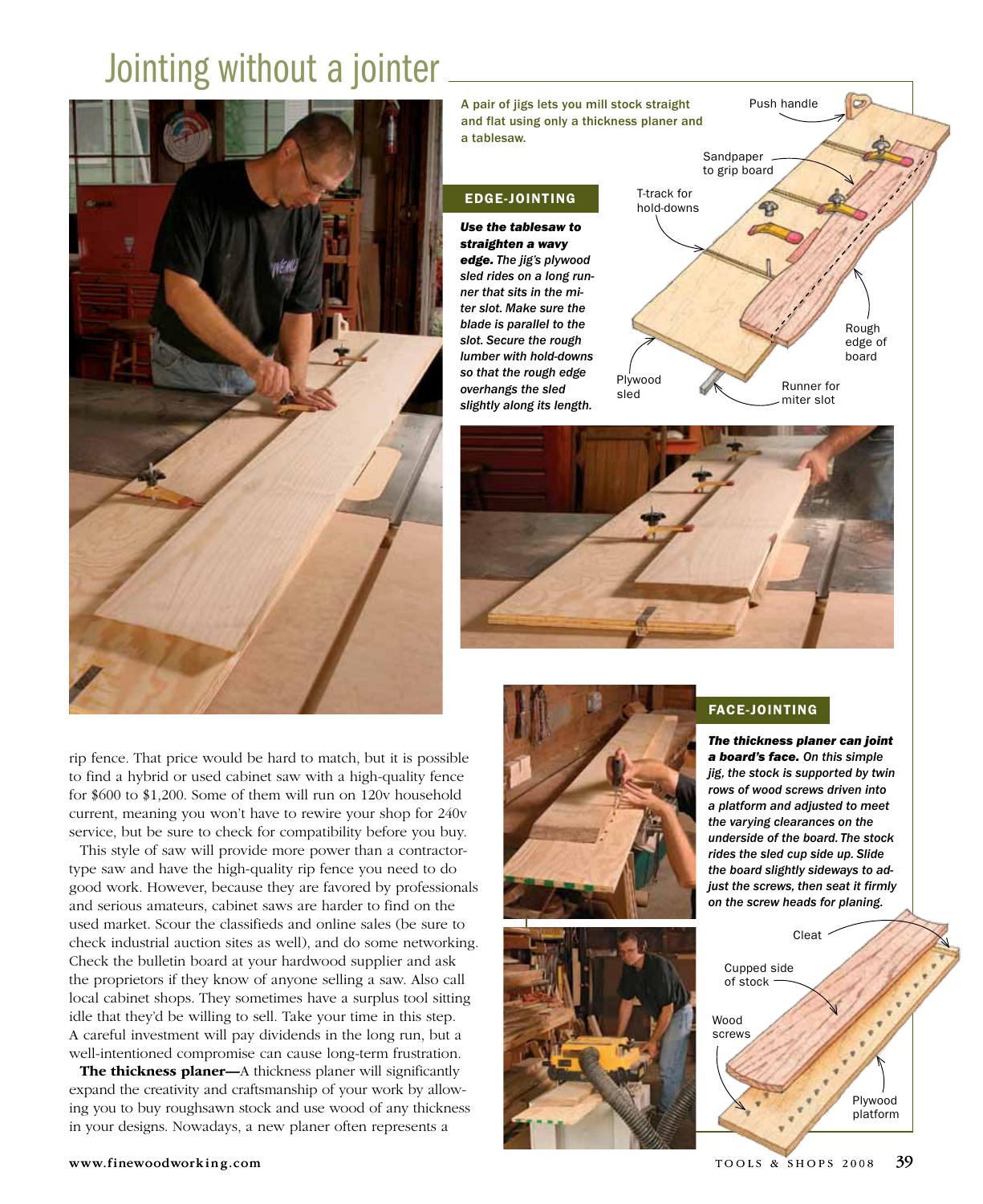# Jointing without a jointer

A pair of jigs lets you mill stock straight and flat using only a thickness planer and a tablesaw.

## EDGE-JOINTING

***Use the tablesaw to straighten a wavy edge.*** *The jig's plywood sled rides on a long runner that sits in the miter slot. Make sure the blade is parallel to the slot. Secure the rough lumber with hold-downs so that the rough edge overhangs the sled slightly along its length.*

Push handle

Sandpaper to grip board

T-track for hold-downs

Rough edge of board

Plywood sled

Runner for miter slot

## FACE-JOINTING

***The thickness planer can joint a board's face.*** *On this simple jig, the stock is supported by twin rows of wood screws driven into a platform and adjusted to meet the varying clearances on the underside of the board. The stock rides the sled cup side up. Slide the board slightly sideways to adjust the screws, then seat it firmly on the screw heads for planing.*

Cleat

Cupped side of stock

Wood screws

Plywood platform

rip fence. That price would be hard to match, but it is possible to find a hybrid or used cabinet saw with a high-quality fence for $600 to $1,200. Some of them will run on 120v household current, meaning you won't have to rewire your shop for 240v service, but be sure to check for compatibility before you buy.

This style of saw will provide more power than a contractor-type saw and have the high-quality rip fence you need to do good work. However, because they are favored by professionals and serious amateurs, cabinet saws are harder to find on the used market. Scour the classifieds and online sales (be sure to check industrial auction sites as well), and do some networking. Check the bulletin board at your hardwood supplier and ask the proprietors if they know of anyone selling a saw. Also call local cabinet shops. They sometimes have a surplus tool sitting idle that they'd be willing to sell. Take your time in this step. A careful investment will pay dividends in the long run, but a well-intentioned compromise can cause long-term frustration.

**The thickness planer—**A thickness planer will significantly expand the creativity and craftsmanship of your work by allowing you to buy roughsawn stock and use wood of any thickness in your designs. Nowadays, a new planer often represents a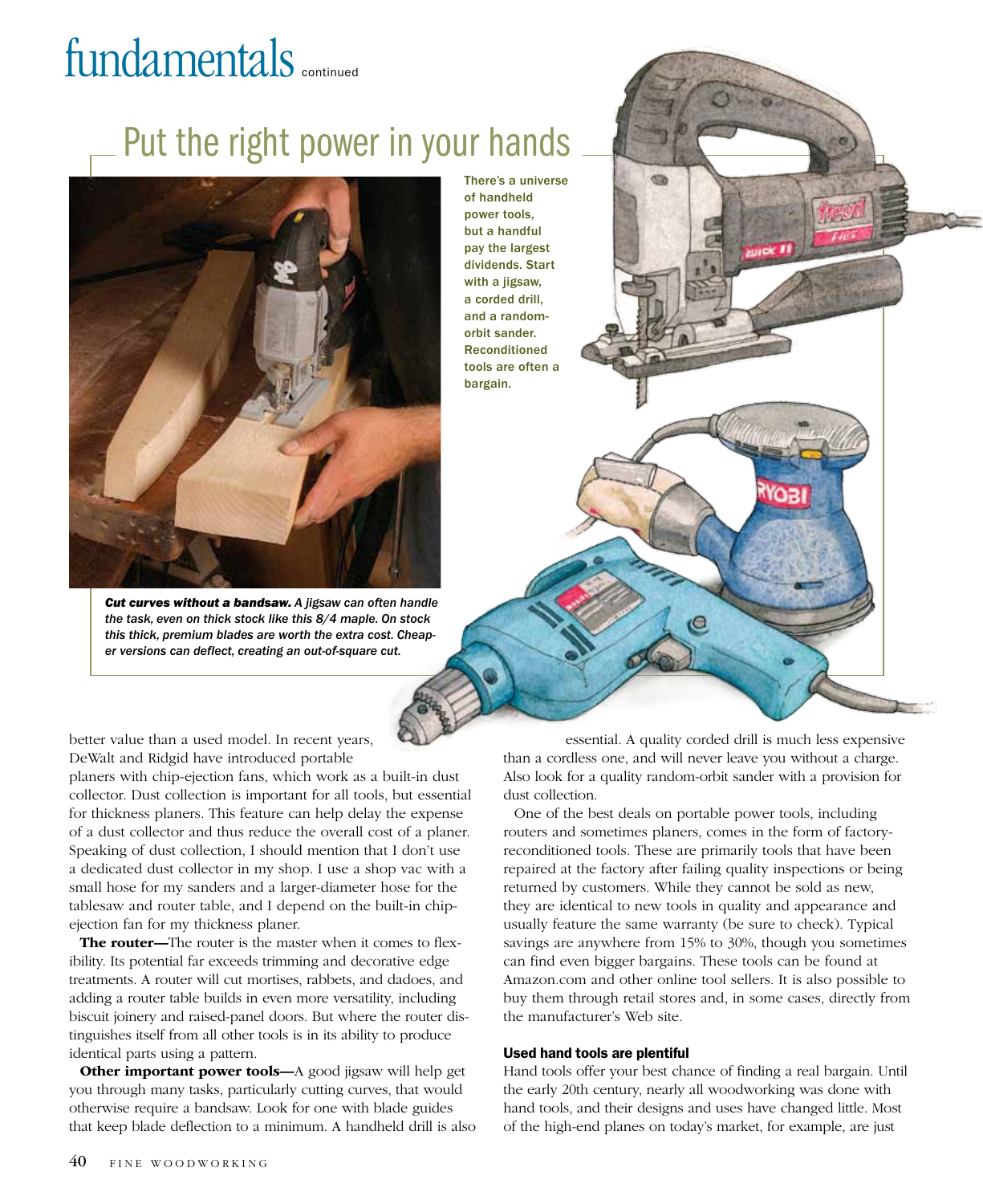## Put the right power in your hands

There's a universe of handheld power tools, but a handful pay the largest dividends. Start with a jigsaw, a corded drill, and a random-orbit sander. Reconditioned tools are often a bargain.

***Cut curves without a bandsaw.*** *A jigsaw can often handle the task, even on thick stock like this 8/4 maple. On stock this thick, premium blades are worth the extra cost. Cheaper versions can deflect, creating an out-of-square cut.*

better value than a used model. In recent years, DeWalt and Ridgid have introduced portable planers with chip-ejection fans, which work as a built-in dust collector. Dust collection is important for all tools, but essential for thickness planers. This feature can help delay the expense of a dust collector and thus reduce the overall cost of a planer. Speaking of dust collection, I should mention that I don't use a dedicated dust collector in my shop. I use a shop vac with a small hose for my sanders and a larger-diameter hose for the tablesaw and router table, and I depend on the built-in chip-ejection fan for my thickness planer.

**The router—**The router is the master when it comes to flexibility. Its potential far exceeds trimming and decorative edge treatments. A router will cut mortises, rabbets, and dadoes, and adding a router table builds in even more versatility, including biscuit joinery and raised-panel doors. But where the router distinguishes itself from all other tools is in its ability to produce identical parts using a pattern.

**Other important power tools—**A good jigsaw will help get you through many tasks, particularly cutting curves, that would otherwise require a bandsaw. Look for one with blade guides that keep blade deflection to a minimum. A handheld drill is also essential. A quality corded drill is much less expensive than a cordless one, and will never leave you without a charge. Also look for a quality random-orbit sander with a provision for dust collection.

One of the best deals on portable power tools, including routers and sometimes planers, comes in the form of factory-reconditioned tools. These are primarily tools that have been repaired at the factory after failing quality inspections or being returned by customers. While they cannot be sold as new, they are identical to new tools in quality and appearance and usually feature the same warranty (be sure to check). Typical savings are anywhere from 15% to 30%, though you sometimes can find even bigger bargains. These tools can be found at Amazon.com and other online tool sellers. It is also possible to buy them through retail stores and, in some cases, directly from the manufacturer's Web site.

### Used hand tools are plentiful

Hand tools offer your best chance of finding a real bargain. Until the early 20th century, nearly all woodworking was done with hand tools, and their designs and uses have changed little. Most of the high-end planes on today's market, for example, are just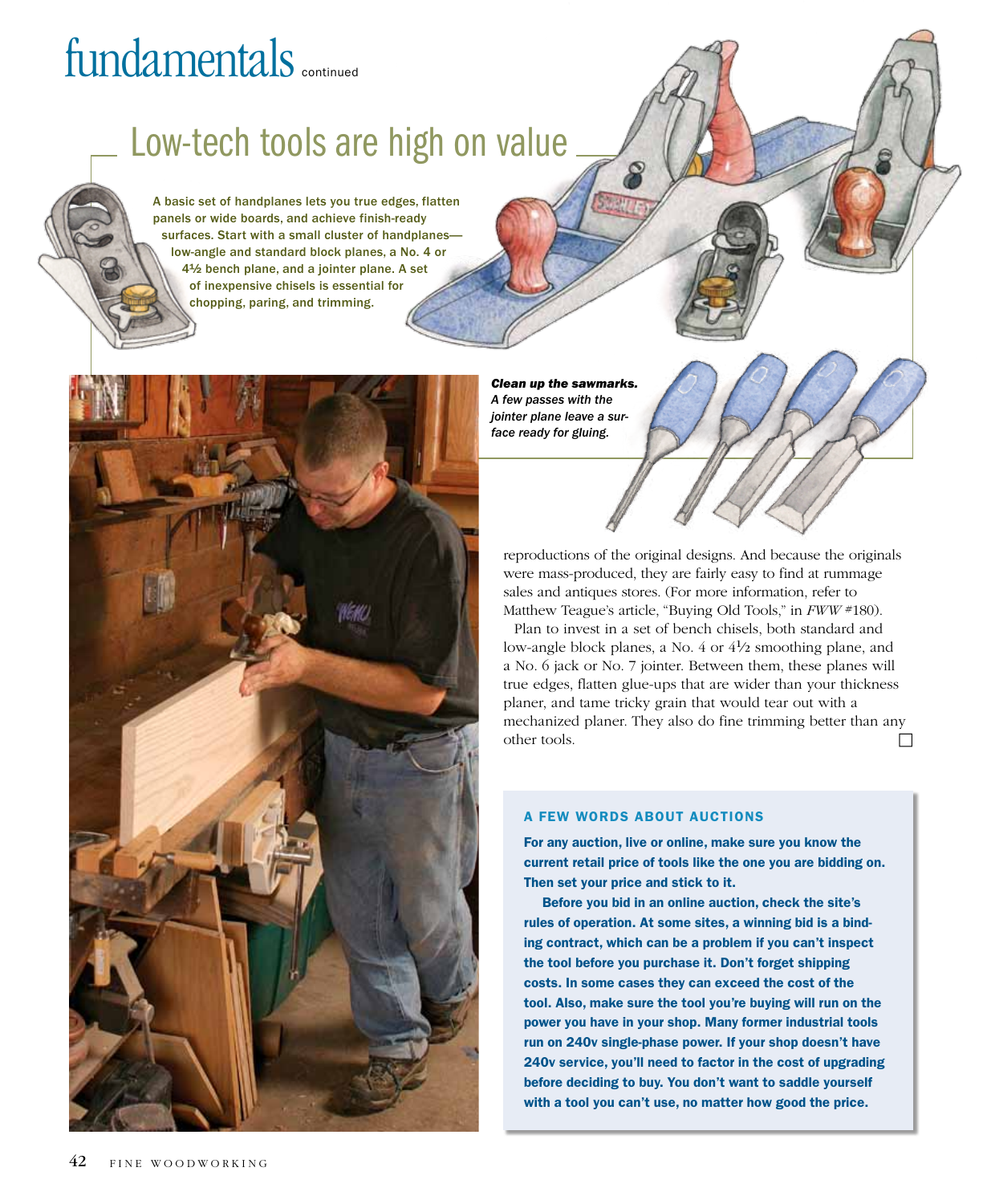# Low-tech tools are high on value

**A basic set of handplanes lets you true edges, flatten panels or wide boards, and achieve finish-ready surfaces. Start with a small cluster of handplanes—low-angle and standard block planes, a No. 4 or 4½ bench plane, and a jointer plane. A set of inexpensive chisels is essential for chopping, paring, and trimming.**

***Clean up the sawmarks.*** *A few passes with the jointer plane leave a surface ready for gluing.*

reproductions of the original designs. And because the originals were mass-produced, they are fairly easy to find at rummage sales and antiques stores. (For more information, refer to Matthew Teague's article, "Buying Old Tools," in *FWW* #180).

Plan to invest in a set of bench chisels, both standard and low-angle block planes, a No. 4 or 4½ smoothing plane, and a No. 6 jack or No. 7 jointer. Between them, these planes will true edges, flatten glue-ups that are wider than your thickness planer, and tame tricky grain that would tear out with a mechanized planer. They also do fine trimming better than any other tools. □

### A FEW WORDS ABOUT AUCTIONS

**For any auction, live or online, make sure you know the current retail price of tools like the one you are bidding on. Then set your price and stick to it.**

**Before you bid in an online auction, check the site's rules of operation. At some sites, a winning bid is a binding contract, which can be a problem if you can't inspect the tool before you purchase it. Don't forget shipping costs. In some cases they can exceed the cost of the tool. Also, make sure the tool you're buying will run on the power you have in your shop. Many former industrial tools run on 240v single-phase power. If your shop doesn't have 240v service, you'll need to factor in the cost of upgrading before deciding to buy. You don't want to saddle yourself with a tool you can't use, no matter how good the price.**